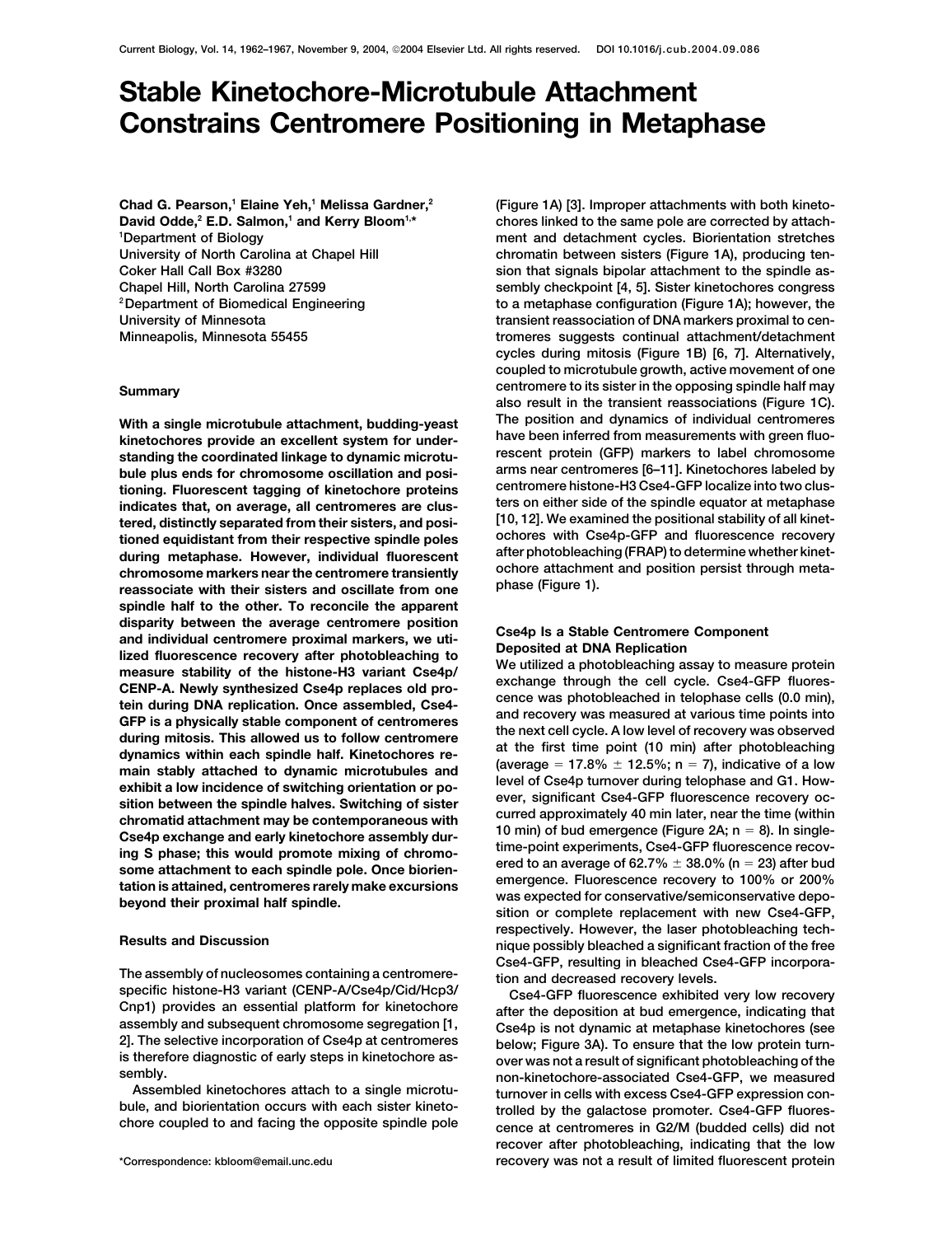# Stable Kinetochore-Microtubule Attachment Constrains Centromere Positioning in Metaphase

**Chad G. Pearson,[1] Elaine Yeh,[1] Melissa Gardner,[2] David Odde,[2] E.D. Salmon,[1] and Kerry Bloom[1,*]**

[1]Department of Biology
University of North Carolina at Chapel Hill
Coker Hall Call Box #3280
Chapel Hill, North Carolina 27599
[2]Department of Biomedical Engineering
University of Minnesota
Minneapolis, Minnesota 55455

## Summary

**With a single microtubule attachment, budding-yeast kinetochores provide an excellent system for understanding the coordinated linkage to dynamic microtubule plus ends for chromosome oscillation and positioning. Fluorescent tagging of kinetochore proteins indicates that, on average, all centromeres are clustered, distinctly separated from their sisters, and positioned equidistant from their respective spindle poles during metaphase. However, individual fluorescent chromosome markers near the centromere transiently reassociate with their sisters and oscillate from one spindle half to the other. To reconcile the apparent disparity between the average centromere position and individual centromere proximal markers, we utilized fluorescence recovery after photobleaching to measure stability of the histone-H3 variant Cse4p/CENP-A. Newly synthesized Cse4p replaces old protein during DNA replication. Once assembled, Cse4-GFP is a physically stable component of centromeres during mitosis. This allowed us to follow centromere dynamics within each spindle half. Kinetochores remain stably attached to dynamic microtubules and exhibit a low incidence of switching orientation or position between the spindle halves. Switching of sister chromatid attachment may be contemporaneous with Cse4p exchange and early kinetochore assembly during S phase; this would promote mixing of chromosome attachment to each spindle pole. Once biorientation is attained, centromeres rarely make excursions beyond their proximal half spindle.**

## Results and Discussion

The assembly of nucleosomes containing a centromere-specific histone-H3 variant (CENP-A/Cse4p/Cid/Hcp3/Cnp1) provides an essential platform for kinetochore assembly and subsequent chromosome segregation [1, 2]. The selective incorporation of Cse4p at centromeres is therefore diagnostic of early steps in kinetochore assembly.

Assembled kinetochores attach to a single microtubule, and biorientation occurs with each sister kinetochore coupled to and facing the opposite spindle pole (Figure 1A) [3]. Improper attachments with both kinetochores linked to the same pole are corrected by attachment and detachment cycles. Biorientation stretches chromatin between sisters (Figure 1A), producing tension that signals bipolar attachment to the spindle assembly checkpoint [4, 5]. Sister kinetochores congress to a metaphase configuration (Figure 1A); however, the transient reassociation of DNA markers proximal to centromeres suggests continual attachment/detachment cycles during mitosis (Figure 1B) [6, 7]. Alternatively, coupled to microtubule growth, active movement of one centromere to its sister in the opposing spindle half may also result in the transient reassociations (Figure 1C). The position and dynamics of individual centromeres have been inferred from measurements with green fluorescent protein (GFP) markers to label chromosome arms near centromeres [6–11]. Kinetochores labeled by centromere histone-H3 Cse4-GFP localize into two clusters on either side of the spindle equator at metaphase [10, 12]. We examined the positional stability of all kinetochores with Cse4p-GFP and fluorescence recovery after photobleaching (FRAP) to determine whether kinetochore attachment and position persist through metaphase (Figure 1).

### Cse4p Is a Stable Centromere Component Deposited at DNA Replication

We utilized a photobleaching assay to measure protein exchange through the cell cycle. Cse4-GFP fluorescence was photobleached in telophase cells (0.0 min), and recovery was measured at various time points into the next cell cycle. A low level of recovery was observed at the first time point (10 min) after photobleaching (average = 17.8% ± 12.5%; n = 7), indicative of a low level of Cse4p turnover during telophase and G1. However, significant Cse4-GFP fluorescence recovery occurred approximately 40 min later, near the time (within 10 min) of bud emergence (Figure 2A; n = 8). In single-time-point experiments, Cse4-GFP fluorescence recovered to an average of 62.7% ± 38.0% (n = 23) after bud emergence. Fluorescence recovery to 100% or 200% was expected for conservative/semiconservative deposition or complete replacement with new Cse4-GFP, respectively. However, the laser photobleaching technique possibly bleached a significant fraction of the free Cse4-GFP, resulting in bleached Cse4-GFP incorporation and decreased recovery levels.

Cse4-GFP fluorescence exhibited very low recovery after the deposition at bud emergence, indicating that Cse4p is not dynamic at metaphase kinetochores (see below; Figure 3A). To ensure that the low protein turnover was not a result of significant photobleaching of the non-kinetochore-associated Cse4-GFP, we measured turnover in cells with excess Cse4-GFP expression controlled by the galactose promoter. Cse4-GFP fluorescence at centromeres in G2/M (budded cells) did not recover after photobleaching, indicating that the low recovery was not a result of limited fluorescent protein

*Correspondence: kbloom@email.unc.edu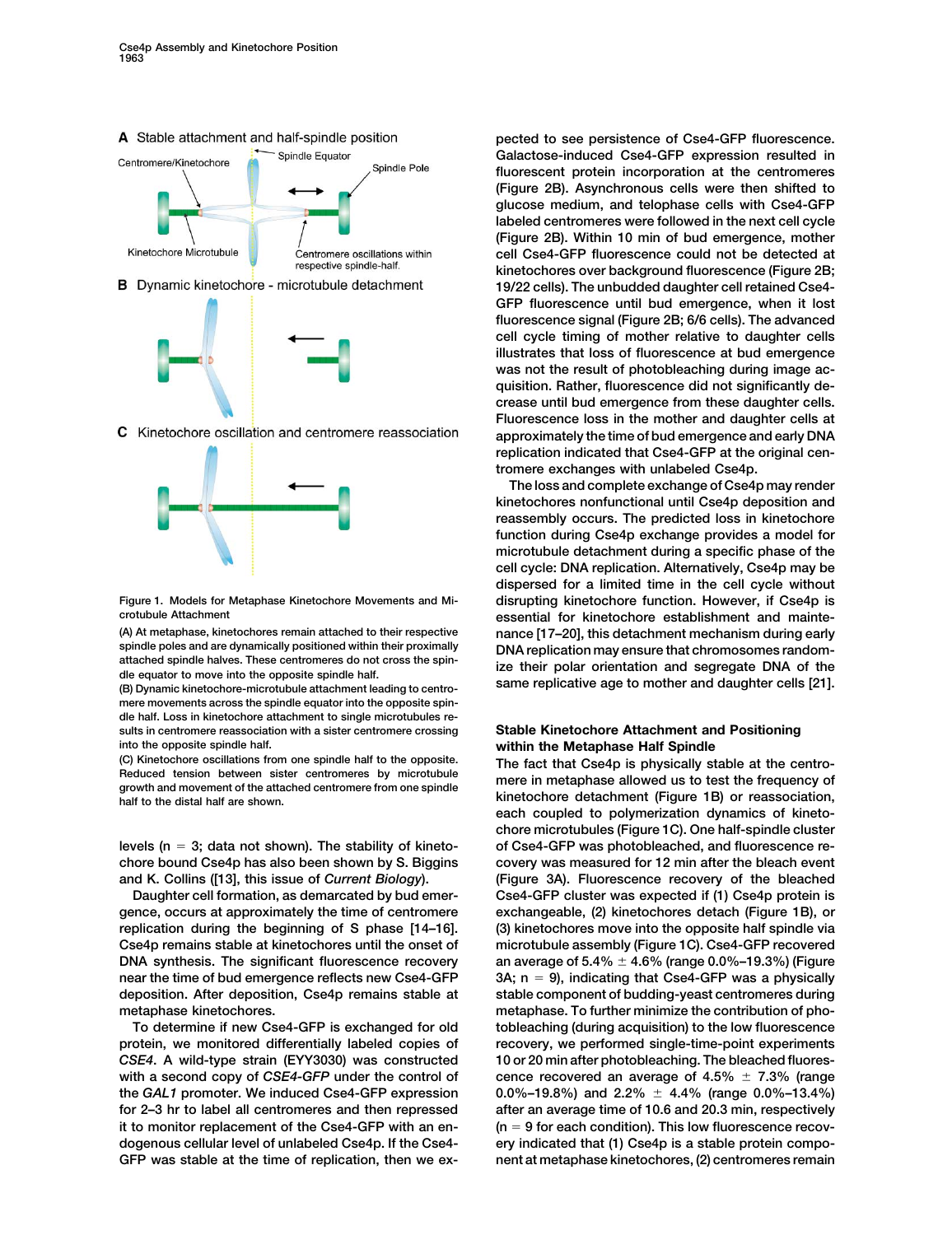Figure 1. Models for Metaphase Kinetochore Movements and Microtubule Attachment

(A) At metaphase, kinetochores remain attached to their respective spindle poles and are dynamically positioned within their proximally attached spindle halves. These centromeres do not cross the spindle equator to move into the opposite spindle half.

(B) Dynamic kinetochore-microtubule attachment leading to centromere movements across the spindle equator into the opposite spindle half. Loss in kinetochore attachment to single microtubules results in centromere reassociation with a sister centromere crossing into the opposite spindle half.

(C) Kinetochore oscillations from one spindle half to the opposite. Reduced tension between sister centromeres by microtubule growth and movement of the attached centromere from one spindle half to the distal half are shown.

levels (n = 3; data not shown). The stability of kinetochore bound Cse4p has also been shown by S. Biggins and K. Collins ([13], this issue of *Current Biology*).

Daughter cell formation, as demarcated by bud emergence, occurs at approximately the time of centromere replication during the beginning of S phase [14–16]. Cse4p remains stable at kinetochores until the onset of DNA synthesis. The significant fluorescence recovery near the time of bud emergence reflects new Cse4-GFP deposition. After deposition, Cse4p remains stable at metaphase kinetochores.

To determine if new Cse4-GFP is exchanged for old protein, we monitored differentially labeled copies of *CSE4*. A wild-type strain (EYY3030) was constructed with a second copy of *CSE4-GFP* under the control of the *GAL1* promoter. We induced Cse4-GFP expression for 2–3 hr to label all centromeres and then repressed it to monitor replacement of the Cse4-GFP with an endogenous cellular level of unlabeled Cse4p. If the Cse4-GFP was stable at the time of replication, then we expected to see persistence of Cse4-GFP fluorescence. Galactose-induced Cse4-GFP expression resulted in fluorescent protein incorporation at the centromeres (Figure 2B). Asynchronous cells were then shifted to glucose medium, and telophase cells with Cse4-GFP labeled centromeres were followed in the next cell cycle (Figure 2B). Within 10 min of bud emergence, mother cell Cse4-GFP fluorescence could not be detected at kinetochores over background fluorescence (Figure 2B; 19/22 cells). The unbudded daughter cell retained Cse4-GFP fluorescence until bud emergence, when it lost fluorescence signal (Figure 2B; 6/6 cells). The advanced cell cycle timing of mother relative to daughter cells illustrates that loss of fluorescence at bud emergence was not the result of photobleaching during image acquisition. Rather, fluorescence did not significantly decrease until bud emergence from these daughter cells. Fluorescence loss in the mother and daughter cells at approximately the time of bud emergence and early DNA replication indicated that Cse4-GFP at the original centromere exchanges with unlabeled Cse4p.

The loss and complete exchange of Cse4p may render kinetochores nonfunctional until Cse4p deposition and reassembly occurs. The predicted loss in kinetochore function during Cse4p exchange provides a model for microtubule detachment during a specific phase of the cell cycle: DNA replication. Alternatively, Cse4p may be dispersed for a limited time in the cell cycle without disrupting kinetochore function. However, if Cse4p is essential for kinetochore establishment and maintenance [17–20], this detachment mechanism during early DNA replication may ensure that chromosomes randomize their polar orientation and segregate DNA of the same replicative age to mother and daughter cells [21].

## Stable Kinetochore Attachment and Positioning within the Metaphase Half Spindle

The fact that Cse4p is physically stable at the centromere in metaphase allowed us to test the frequency of kinetochore detachment (Figure 1B) or reassociation, each coupled to polymerization dynamics of kinetochore microtubules (Figure 1C). One half-spindle cluster of Cse4-GFP was photobleached, and fluorescence recovery was measured for 12 min after the bleach event (Figure 3A). Fluorescence recovery of the bleached Cse4-GFP cluster was expected if (1) Cse4p protein is exchangeable, (2) kinetochores detach (Figure 1B), or (3) kinetochores move into the opposite half spindle via microtubule assembly (Figure 1C). Cse4-GFP recovered an average of 5.4% ± 4.6% (range 0.0%–19.3%) (Figure 3A; n = 9), indicating that Cse4-GFP was a physically stable component of budding-yeast centromeres during metaphase. To further minimize the contribution of photobleaching (during acquisition) to the low fluorescence recovery, we performed single-time-point experiments 10 or 20 min after photobleaching. The bleached fluorescence recovered an average of 4.5% ± 7.3% (range 0.0%–19.8%) and 2.2% ± 4.4% (range 0.0%–13.4%) after an average time of 10.6 and 20.3 min, respectively (n = 9 for each condition). This low fluorescence recovery indicated that (1) Cse4p is a stable protein component at metaphase kinetochores, (2) centromeres remain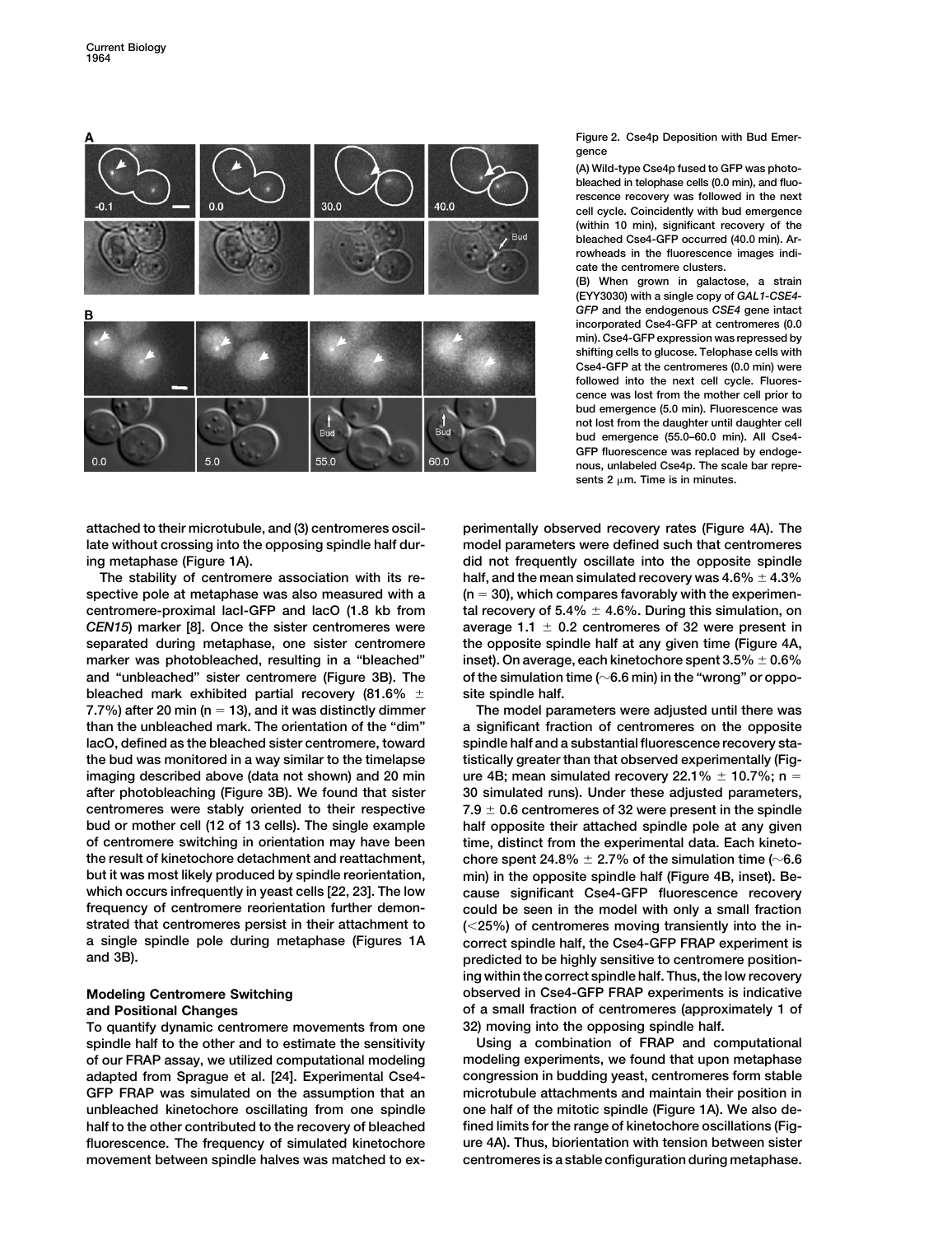Figure 2. Cse4p Deposition with Bud Emergence

(A) Wild-type Cse4p fused to GFP was photobleached in telophase cells (0.0 min), and fluorescence recovery was followed in the next cell cycle. Coincidently with bud emergence (within 10 min), significant recovery of the bleached Cse4-GFP occurred (40.0 min). Arrowheads in the fluorescence images indicate the centromere clusters.

(B) When grown in galactose, a strain (EYY3030) with a single copy of *GAL1-CSE4-GFP* and the endogenous *CSE4* gene intact incorporated Cse4-GFP at centromeres (0.0 min). Cse4-GFP expression was repressed by shifting cells to glucose. Telophase cells with Cse4-GFP at the centromeres (0.0 min) were followed into the next cell cycle. Fluorescence was lost from the mother cell prior to bud emergence (5.0 min). Fluorescence was not lost from the daughter cell until daughter cell bud emergence (55.0–60.0 min). All Cse4-GFP fluorescence was replaced by endogenous, unlabeled Cse4p. The scale bar represents 2 μm. Time is in minutes.

attached to their microtubule, and (3) centromeres oscillate without crossing into the opposing spindle half during metaphase (Figure 1A).

The stability of centromere association with its respective pole at metaphase was also measured with a centromere-proximal lacI-GFP and lacO (1.8 kb from *CEN15*) marker [8]. Once the sister centromeres were separated during metaphase, one sister centromere marker was photobleached, resulting in a "bleached" and "unbleached" sister centromere (Figure 3B). The bleached mark exhibited partial recovery (81.6% ± 7.7%) after 20 min (n = 13), and it was distinctly dimmer than the unbleached mark. The orientation of the "dim" lacO, defined as the bleached sister centromere, toward the bud was monitored in a way similar to the timelapse imaging described above (data not shown) and 20 min after photobleaching (Figure 3B). We found that sister centromeres were stably oriented to their respective bud or mother cell (12 of 13 cells). The single example of centromere switching in orientation may have been the result of kinetochore detachment and reattachment, but it was most likely produced by spindle reorientation, which occurs infrequently in yeast cells [22, 23]. The low frequency of centromere reorientation further demonstrated that centromeres persist in their attachment to a single spindle pole during metaphase (Figures 1A and 3B).

## Modeling Centromere Switching and Positional Changes

To quantify dynamic centromere movements from one spindle half to the other and to estimate the sensitivity of our FRAP assay, we utilized computational modeling adapted from Sprague et al. [24]. Experimental Cse4-GFP FRAP was simulated on the assumption that an unbleached kinetochore oscillating from one spindle half to the other contributed to the recovery of bleached fluorescence. The frequency of simulated kinetochore movement between spindle halves was matched to experimentally observed recovery rates (Figure 4A). The model parameters were defined such that centromeres did not frequently oscillate into the opposite spindle half, and the mean simulated recovery was 4.6% ± 4.3% (n = 30), which compares favorably with the experimental recovery of 5.4% ± 4.6%. During this simulation, on average 1.1 ± 0.2 centromeres of 32 were present in the opposite spindle half at any given time (Figure 4A, inset). On average, each kinetochore spent 3.5% ± 0.6% of the simulation time (~6.6 min) in the "wrong" or opposite spindle half.

The model parameters were adjusted until there was a significant fraction of centromeres on the opposite spindle half and a substantial fluorescence recovery statistically greater than that observed experimentally (Figure 4B; mean simulated recovery 22.1% ± 10.7%; n = 30 simulated runs). Under these adjusted parameters, 7.9 ± 0.6 centromeres of 32 were present in the spindle half opposite their attached spindle pole at any given time, distinct from the experimental data. Each kinetochore spent 24.8% ± 2.7% of the simulation time (~6.6 min) in the opposite spindle half (Figure 4B, inset). Because significant Cse4-GFP fluorescence recovery could be seen in the model with only a small fraction (<25%) of centromeres moving transiently into the incorrect spindle half, the Cse4-GFP FRAP experiment is predicted to be highly sensitive to centromere positioning within the correct spindle half. Thus, the low recovery observed in Cse4-GFP FRAP experiments is indicative of a small fraction of centromeres (approximately 1 of 32) moving into the opposing spindle half.

Using a combination of FRAP and computational modeling experiments, we found that upon metaphase congression in budding yeast, centromeres form stable microtubule attachments and maintain their position in one half of the mitotic spindle (Figure 1A). We also defined limits for the range of kinetochore oscillations (Figure 4A). Thus, biorientation with tension between sister centromeres is a stable configuration during metaphase.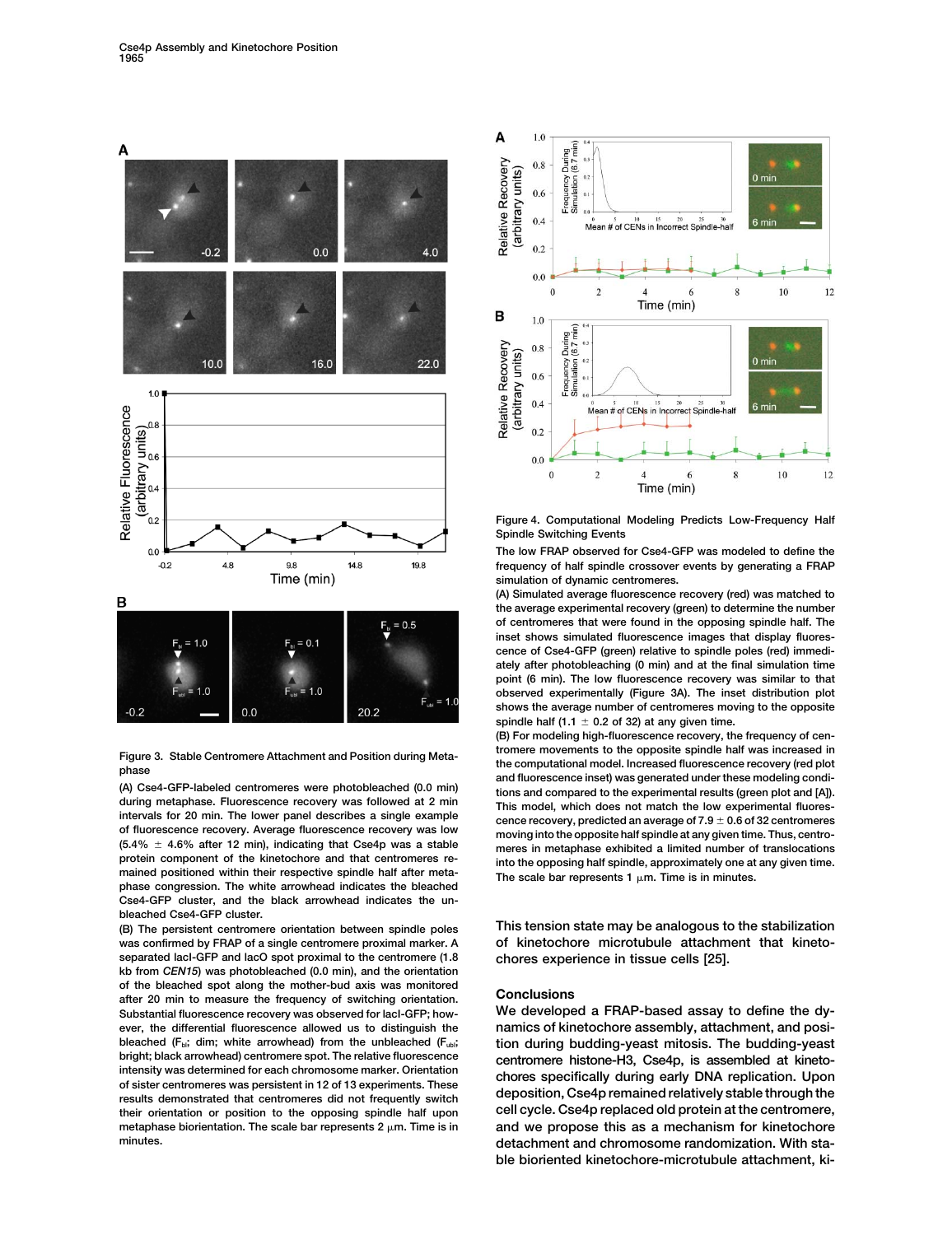Figure 3. Stable Centromere Attachment and Position during Metaphase

(A) Cse4-GFP-labeled centromeres were photobleached (0.0 min) during metaphase. Fluorescence recovery was followed at 2 min intervals for 20 min. The lower panel describes a single example of fluorescence recovery. Average fluorescence recovery was low (5.4% ± 4.6% after 12 min), indicating that Cse4p was a stable protein component of the kinetochore and that centromeres remained positioned within their respective spindle half after metaphase congression. The white arrowhead indicates the bleached Cse4-GFP cluster, and the black arrowhead indicates the unbleached Cse4-GFP cluster.

(B) The persistent centromere orientation between spindle poles was confirmed by FRAP of a single centromere proximal marker. A separated lacI-GFP and lacO spot proximal to the centromere (1.8 kb from *CEN15*) was photobleached (0.0 min), and the orientation of the bleached spot along the mother-bud axis was monitored after 20 min to measure the frequency of switching orientation. Substantial fluorescence recovery was observed for lacI-GFP; however, the differential fluorescence allowed us to distinguish the bleached ($F_{bl}$; dim; white arrowhead) from the unbleached ($F_{ubl}$; bright; black arrowhead) centromere spot. The relative fluorescence intensity was determined for each chromosome marker. Orientation of sister centromeres was persistent in 12 of 13 experiments. These results demonstrated that centromeres did not frequently switch their orientation or position to the opposing spindle half upon metaphase biorientation. The scale bar represents 2 μm. Time is in minutes.

Figure 4. Computational Modeling Predicts Low-Frequency Half Spindle Switching Events

The low FRAP observed for Cse4-GFP was modeled to define the frequency of half spindle crossover events by generating a FRAP simulation of dynamic centromeres.

(A) Simulated average fluorescence recovery (red) was matched to the average experimental recovery (green) to determine the number of centromeres that were found in the opposing spindle half. The inset shows simulated fluorescence images that display fluorescence of Cse4-GFP (green) relative to spindle poles (red) immediately after photobleaching (0 min) and at the final simulation time point (6 min). The low fluorescence recovery was similar to that observed experimentally (Figure 3A). The inset distribution plot shows the average number of centromeres moving to the opposite spindle half (1.1 ± 0.2 of 32) at any given time.

(B) For modeling high-fluorescence recovery, the frequency of centromere movements to the opposite spindle half was increased in the computational model. Increased fluorescence recovery (red plot and fluorescence inset) was generated under these modeling conditions and compared to the experimental results (green plot and [A]). This model, which does not match the low experimental fluorescence recovery, predicted an average of 7.9 ± 0.6 of 32 centromeres moving into the opposite half spindle at any given time. Thus, centromeres in metaphase exhibited a limited number of translocations into the opposing half spindle, approximately one at any given time. The scale bar represents 1 μm. Time is in minutes.

This tension state may be analogous to the stabilization of kinetochore microtubule attachment that kinetochores experience in tissue cells [25].

## Conclusions

We developed a FRAP-based assay to define the dynamics of kinetochore assembly, attachment, and position during budding-yeast mitosis. The budding-yeast centromere histone-H3, Cse4p, is assembled at kinetochores specifically during early DNA replication. Upon deposition, Cse4p remained relatively stable through the cell cycle. Cse4p replaced old protein at the centromere, and we propose this as a mechanism for kinetochore detachment and chromosome randomization. With stable bioriented kinetochore-microtubule attachment, ki-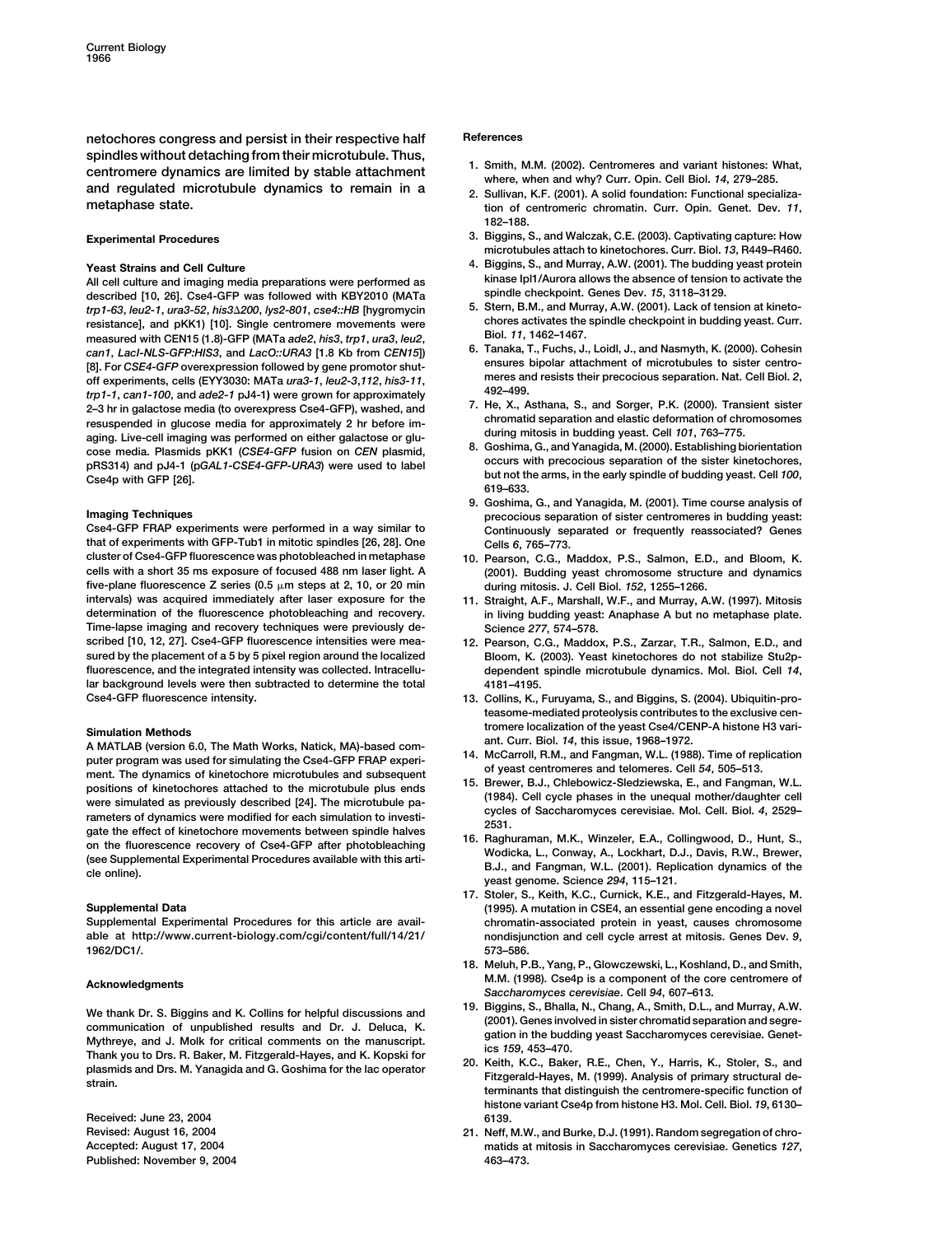netochores congress and persist in their respective half spindles without detaching from their microtubule. Thus, centromere dynamics are limited by stable attachment and regulated microtubule dynamics to remain in a metaphase state.

## Experimental Procedures

### Yeast Strains and Cell Culture

All cell culture and imaging media preparations were performed as described [10, 26]. Cse4-GFP was followed with KBY2010 (MATa *trp1-63*, *leu2-1*, *ura3-52*, *his3Δ200*, *lys2-801*, *cse4::HB* [hygromycin resistance], and pKK1) [10]. Single centromere movements were measured with CEN15 (1.8)-GFP (MATa *ade2*, *his3*, *trp1*, *ura3*, *leu2*, *can1*, *LacI-NLS-GFP:HIS3*, and *LacO::URA3* [1.8 Kb from *CEN15*]) [8]. For *CSE4-GFP* overexpression followed by gene promotor shut-off experiments, cells (EYY3030: MATa *ura3-1*, *leu2-3,112*, *his3-11*, *trp1-1*, *can1-100*, and *ade2-1* pJ4-1) were grown for approximately 2–3 hr in galactose media (to overexpress Cse4-GFP), washed, and resuspended in glucose media for approximately 2 hr before imaging. Live-cell imaging was performed on either galactose or glucose media. Plasmids pKK1 (*CSE4-GFP* fusion on *CEN* plasmid, pRS314) and pJ4-1 (p*GAL1-CSE4-GFP-URA3*) were used to label Cse4p with GFP [26].

### Imaging Techniques

Cse4-GFP FRAP experiments were performed in a way similar to that of experiments with GFP-Tub1 in mitotic spindles [26, 28]. One cluster of Cse4-GFP fluorescence was photobleached in metaphase cells with a short 35 ms exposure of focused 488 nm laser light. A five-plane fluorescence Z series (0.5 μm steps at 2, 10, or 20 min intervals) was acquired immediately after laser exposure for the determination of the fluorescence photobleaching and recovery. Time-lapse imaging and recovery techniques were previously described [10, 12, 27]. Cse4-GFP fluorescence intensities were measured by the placement of a 5 by 5 pixel region around the localized fluorescence, and the integrated intensity was collected. Intracellular background levels were then subtracted to determine the total Cse4-GFP fluorescence intensity.

### Simulation Methods

A MATLAB (version 6.0, The Math Works, Natick, MA)-based computer program was used for simulating the Cse4-GFP FRAP experiment. The dynamics of kinetochore microtubules and subsequent positions of kinetochores attached to the microtubule plus ends were simulated as previously described [24]. The microtubule parameters of dynamics were modified for each simulation to investigate the effect of kinetochore movements between spindle halves on the fluorescence recovery of Cse4-GFP after photobleaching (see Supplemental Experimental Procedures available with this article online).

### Supplemental Data

Supplemental Experimental Procedures for this article are available at http://www.current-biology.com/cgi/content/full/14/21/1962/DC1/.

### Acknowledgments

We thank Dr. S. Biggins and K. Collins for helpful discussions and communication of unpublished results and Dr. J. Deluca, K. Mythreye, and J. Molk for critical comments on the manuscript. Thank you to Drs. R. Baker, M. Fitzgerald-Hayes, and K. Kopski for plasmids and Drs. M. Yanagida and G. Goshima for the lac operator strain.

Received: June 23, 2004
Revised: August 16, 2004
Accepted: August 17, 2004
Published: November 9, 2004

## References

1. Smith, M.M. (2002). Centromeres and variant histones: What, where, when and why? Curr. Opin. Cell Biol. *14*, 279–285.
2. Sullivan, K.F. (2001). A solid foundation: Functional specialization of centromeric chromatin. Curr. Opin. Genet. Dev. *11*, 182–188.
3. Biggins, S., and Walczak, C.E. (2003). Captivating capture: How microtubules attach to kinetochores. Curr. Biol. *13*, R449–R460.
4. Biggins, S., and Murray, A.W. (2001). The budding yeast protein kinase Ipl1/Aurora allows the absence of tension to activate the spindle checkpoint. Genes Dev. *15*, 3118–3129.
5. Stern, B.M., and Murray, A.W. (2001). Lack of tension at kinetochores activates the spindle checkpoint in budding yeast. Curr. Biol. *11*, 1462–1467.
6. Tanaka, T., Fuchs, J., Loidl, J., and Nasmyth, K. (2000). Cohesin ensures bipolar attachment of microtubules to sister centromeres and resists their precocious separation. Nat. Cell Biol. *2*, 492–499.
7. He, X., Asthana, S., and Sorger, P.K. (2000). Transient sister chromatid separation and elastic deformation of chromosomes during mitosis in budding yeast. Cell *101*, 763–775.
8. Goshima, G., and Yanagida, M. (2000). Establishing biorientation occurs with precocious separation of the sister kinetochores, but not the arms, in the early spindle of budding yeast. Cell *100*, 619–633.
9. Goshima, G., and Yanagida, M. (2001). Time course analysis of precocious separation of sister centromeres in budding yeast: Continuously separated or frequently reassociated? Genes Cells *6*, 765–773.
10. Pearson, C.G., Maddox, P.S., Salmon, E.D., and Bloom, K. (2001). Budding yeast chromosome structure and dynamics during mitosis. J. Cell Biol. *152*, 1255–1266.
11. Straight, A.F., Marshall, W.F., and Murray, A.W. (1997). Mitosis in living budding yeast: Anaphase A but no metaphase plate. Science *277*, 574–578.
12. Pearson, C.G., Maddox, P.S., Zarzar, T.R., Salmon, E.D., and Bloom, K. (2003). Yeast kinetochores do not stabilize Stu2p-dependent spindle microtubule dynamics. Mol. Biol. Cell *14*, 4181–4195.
13. Collins, K., Furuyama, S., and Biggins, S. (2004). Ubiquitin-proteasome-mediated proteolysis contributes to the exclusive centromere localization of the yeast Cse4/CENP-A histone H3 variant. Curr. Biol. *14*, this issue, 1968–1972.
14. McCarroll, R.M., and Fangman, W.L. (1988). Time of replication of yeast centromeres and telomeres. Cell *54*, 505–513.
15. Brewer, B.J., Chlebowicz-Sledziewska, E., and Fangman, W.L. (1984). Cell cycle phases in the unequal mother/daughter cell cycles of Saccharomyces cerevisiae. Mol. Cell. Biol. *4*, 2529–2531.
16. Raghuraman, M.K., Winzeler, E.A., Collingwood, D., Hunt, S., Wodicka, L., Conway, A., Lockhart, D.J., Davis, R.W., Brewer, B.J., and Fangman, W.L. (2001). Replication dynamics of the yeast genome. Science *294*, 115–121.
17. Stoler, S., Keith, K.C., Curnick, K.E., and Fitzgerald-Hayes, M. (1995). A mutation in CSE4, an essential gene encoding a novel chromatin-associated protein in yeast, causes chromosome nondisjunction and cell cycle arrest at mitosis. Genes Dev. *9*, 573–586.
18. Meluh, P.B., Yang, P., Glowczewski, L., Koshland, D., and Smith, M.M. (1998). Cse4p is a component of the core centromere of *Saccharomyces cerevisiae*. Cell *94*, 607–613.
19. Biggins, S., Bhalla, N., Chang, A., Smith, D.L., and Murray, A.W. (2001). Genes involved in sister chromatid separation and segregation in the budding yeast Saccharomyces cerevisiae. Genetics *159*, 453–470.
20. Keith, K.C., Baker, R.E., Chen, Y., Harris, K., Stoler, S., and Fitzgerald-Hayes, M. (1999). Analysis of primary structural determinants that distinguish the centromere-specific function of histone variant Cse4p from histone H3. Mol. Cell. Biol. *19*, 6130–6139.
21. Neff, M.W., and Burke, D.J. (1991). Random segregation of chromatids at mitosis in Saccharomyces cerevisiae. Genetics *127*, 463–473.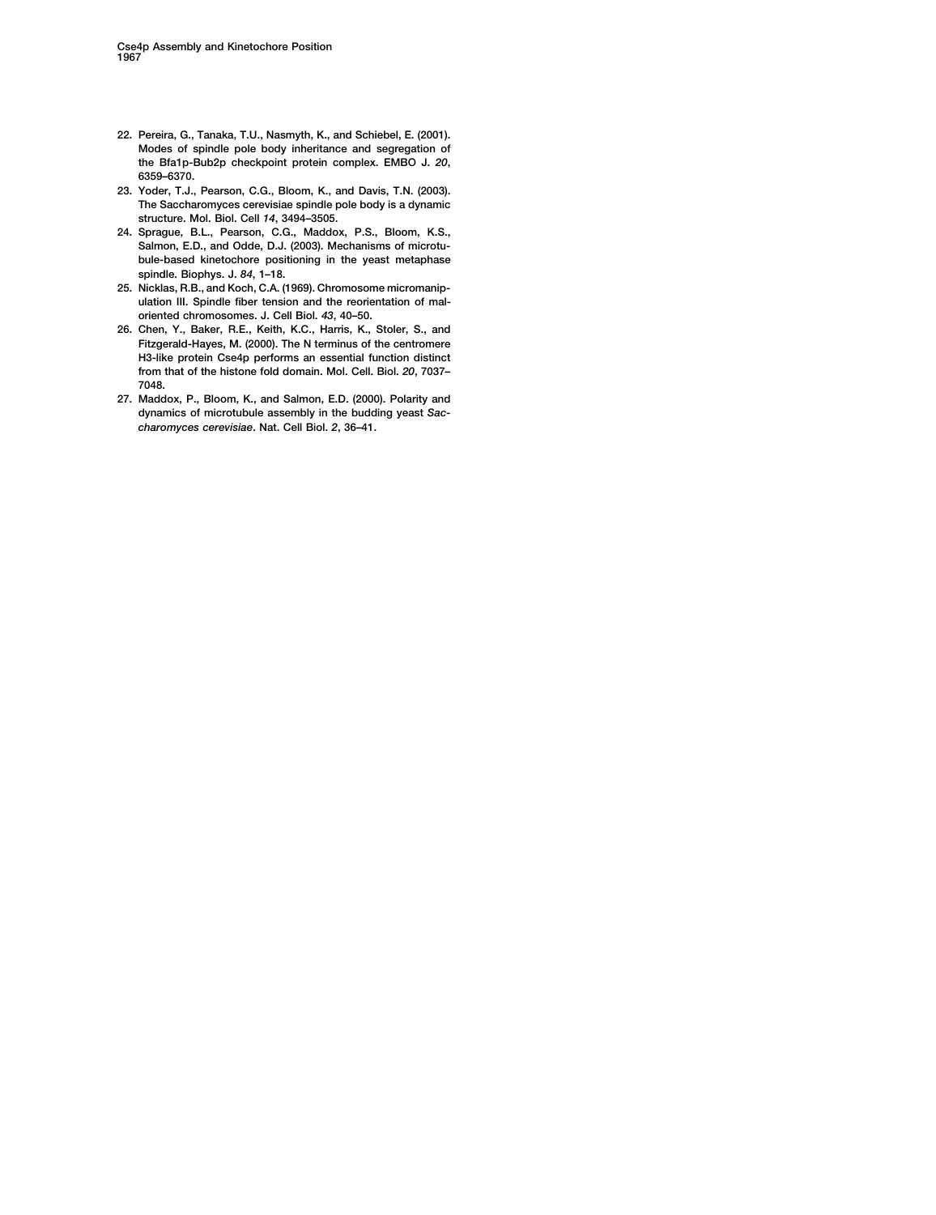22. Pereira, G., Tanaka, T.U., Nasmyth, K., and Schiebel, E. (2001). Modes of spindle pole body inheritance and segregation of the Bfa1p-Bub2p checkpoint protein complex. EMBO J. *20*, 6359–6370.
23. Yoder, T.J., Pearson, C.G., Bloom, K., and Davis, T.N. (2003). The Saccharomyces cerevisiae spindle pole body is a dynamic structure. Mol. Biol. Cell *14*, 3494–3505.
24. Sprague, B.L., Pearson, C.G., Maddox, P.S., Bloom, K.S., Salmon, E.D., and Odde, D.J. (2003). Mechanisms of microtubule-based kinetochore positioning in the yeast metaphase spindle. Biophys. J. *84*, 1–18.
25. Nicklas, R.B., and Koch, C.A. (1969). Chromosome micromanipulation III. Spindle fiber tension and the reorientation of mal-oriented chromosomes. J. Cell Biol. *43*, 40–50.
26. Chen, Y., Baker, R.E., Keith, K.C., Harris, K., Stoler, S., and Fitzgerald-Hayes, M. (2000). The N terminus of the centromere H3-like protein Cse4p performs an essential function distinct from that of the histone fold domain. Mol. Cell. Biol. *20*, 7037–7048.
27. Maddox, P., Bloom, K., and Salmon, E.D. (2000). Polarity and dynamics of microtubule assembly in the budding yeast *Saccharomyces cerevisiae*. Nat. Cell Biol. *2*, 36–41.